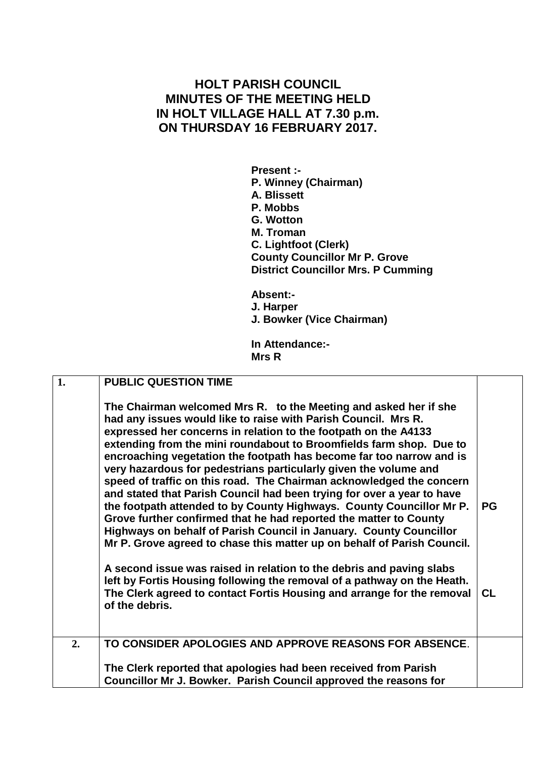# HOLT PARISH COUNCIL
## MINUTES OF THE MEETING HELD IN HOLT VILLAGE HALL AT 7.30 p.m. ON THURSDAY 16 FEBRUARY 2017.

**Present :-**
**P. Winney (Chairman)**
**A. Blissett**
**P. Mobbs**
**G. Wotton**
**M. Troman**
**C. Lightfoot (Clerk)**
**County Councillor Mr P. Grove**
**District Councillor Mrs. P Cumming**

**Absent:-**
**J. Harper**
**J. Bowker (Vice Chairman)**

**In Attendance:-**
**Mrs R**

| | | |
|---|---|---|
| **1.** | **PUBLIC QUESTION TIME**<br><br>**The Chairman welcomed Mrs R. to the Meeting and asked her if she had any issues would like to raise with Parish Council. Mrs R. expressed her concerns in relation to the footpath on the A4133 extending from the mini roundabout to Broomfields farm shop. Due to encroaching vegetation the footpath has become far too narrow and is very hazardous for pedestrians particularly given the volume and speed of traffic on this road. The Chairman acknowledged the concern and stated that Parish Council had been trying for over a year to have the footpath attended to by County Highways. County Councillor Mr P. Grove further confirmed that he had reported the matter to County Highways on behalf of Parish Council in January. County Councillor Mr P. Grove agreed to chase this matter up on behalf of Parish Council.**<br><br>**A second issue was raised in relation to the debris and paving slabs left by Fortis Housing following the removal of a pathway on the Heath. The Clerk agreed to contact Fortis Housing and arrange for the removal of the debris.** | **PG**<br><br>**CL** |
| **2.** | **TO CONSIDER APOLOGIES AND APPROVE REASONS FOR ABSENCE.**<br><br>**The Clerk reported that apologies had been received from Parish Councillor Mr J. Bowker. Parish Council approved the reasons for** | |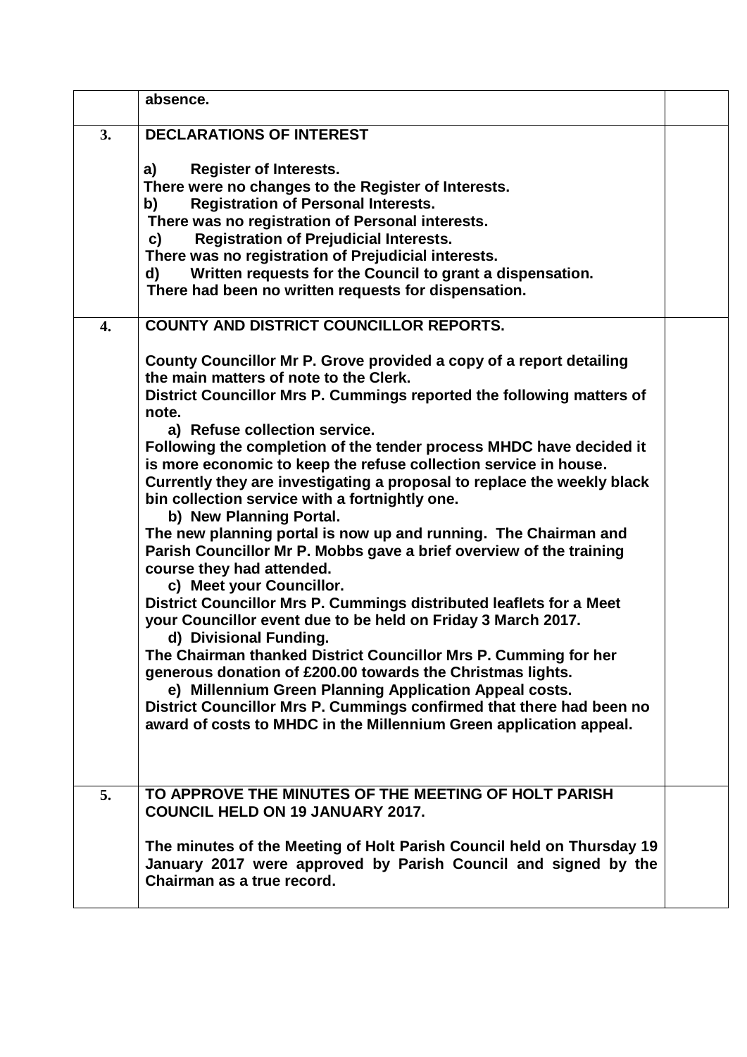| | | |
|---|---|---|
| | **absence.** | |
| **3.** | **DECLARATIONS OF INTEREST**<br><br>**a) Register of Interests.**<br>**There were no changes to the Register of Interests.**<br>**b) Registration of Personal Interests.**<br>**There was no registration of Personal interests.**<br>**c) Registration of Prejudicial Interests.**<br>**There was no registration of Prejudicial interests.**<br>**d) Written requests for the Council to grant a dispensation.**<br>**There had been no written requests for dispensation.** | |
| **4.** | **COUNTY AND DISTRICT COUNCILLOR REPORTS.**<br><br>**County Councillor Mr P. Grove provided a copy of a report detailing the main matters of note to the Clerk.**<br>**District Councillor Mrs P. Cummings reported the following matters of note.**<br>**a) Refuse collection service.**<br>**Following the completion of the tender process MHDC have decided it is more economic to keep the refuse collection service in house. Currently they are investigating a proposal to replace the weekly black bin collection service with a fortnightly one.**<br>**b) New Planning Portal.**<br>**The new planning portal is now up and running. The Chairman and Parish Councillor Mr P. Mobbs gave a brief overview of the training course they had attended.**<br>**c) Meet your Councillor.**<br>**District Councillor Mrs P. Cummings distributed leaflets for a Meet your Councillor event due to be held on Friday 3 March 2017.**<br>**d) Divisional Funding.**<br>**The Chairman thanked District Councillor Mrs P. Cumming for her generous donation of £200.00 towards the Christmas lights.**<br>**e) Millennium Green Planning Application Appeal costs.**<br>**District Councillor Mrs P. Cummings confirmed that there had been no award of costs to MHDC in the Millennium Green application appeal.** | |
| **5.** | **TO APPROVE THE MINUTES OF THE MEETING OF HOLT PARISH COUNCIL HELD ON 19 JANUARY 2017.**<br><br>**The minutes of the Meeting of Holt Parish Council held on Thursday 19 January 2017 were approved by Parish Council and signed by the Chairman as a true record.** | |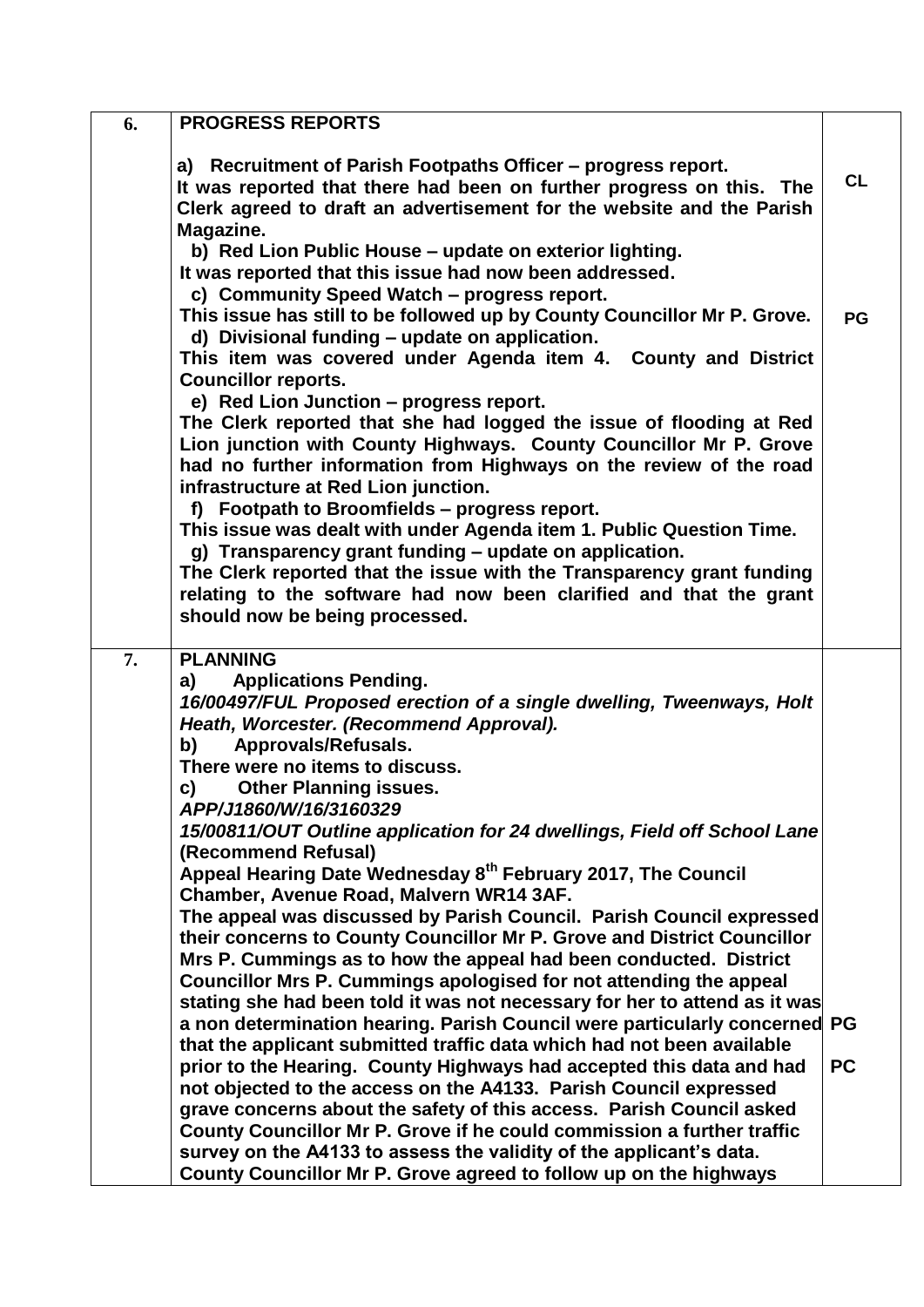| | | |
|---|---|---|
| **6.** | **PROGRESS REPORTS**<br><br>**a) Recruitment of Parish Footpaths Officer – progress report.**<br>**It was reported that there had been on further progress on this. The Clerk agreed to draft an advertisement for the website and the Parish Magazine.**<br>**b) Red Lion Public House – update on exterior lighting.**<br>**It was reported that this issue had now been addressed.**<br>**c) Community Speed Watch – progress report.**<br>**This issue has still to be followed up by County Councillor Mr P. Grove.**<br>**d) Divisional funding – update on application.**<br>**This item was covered under Agenda item 4. County and District Councillor reports.**<br>**e) Red Lion Junction – progress report.**<br>**The Clerk reported that she had logged the issue of flooding at Red Lion junction with County Highways. County Councillor Mr P. Grove had no further information from Highways on the review of the road infrastructure at Red Lion junction.**<br>**f) Footpath to Broomfields – progress report.**<br>**This issue was dealt with under Agenda item 1. Public Question Time.**<br>**g) Transparency grant funding – update on application.**<br>**The Clerk reported that the issue with the Transparency grant funding relating to the software had now been clarified and that the grant should now be being processed.** | **CL**<br><br>**PG** |
| **7.** | **PLANNING**<br>**a) Applications Pending.**<br>***16/00497/FUL Proposed erection of a single dwelling, Tweenways, Holt Heath, Worcester. (Recommend Approval).***<br>**b) Approvals/Refusals.**<br>**There were no items to discuss.**<br>**c) Other Planning issues.**<br>***APP/J1860/W/16/3160329***<br>***15/00811/OUT Outline application for 24 dwellings, Field off School Lane* (Recommend Refusal)**<br>**Appeal Hearing Date Wednesday 8th February 2017, The Council Chamber, Avenue Road, Malvern WR14 3AF.**<br>**The appeal was discussed by Parish Council. Parish Council expressed their concerns to County Councillor Mr P. Grove and District Councillor Mrs P. Cummings as to how the appeal had been conducted. District Councillor Mrs P. Cummings apologised for not attending the appeal stating she had been told it was not necessary for her to attend as it was a non determination hearing. Parish Council were particularly concerned that the applicant submitted traffic data which had not been available prior to the Hearing. County Highways had accepted this data and had not objected to the access on the A4133. Parish Council expressed grave concerns about the safety of this access. Parish Council asked County Councillor Mr P. Grove if he could commission a further traffic survey on the A4133 to assess the validity of the applicant's data. County Councillor Mr P. Grove agreed to follow up on the highways** | **PG**<br><br>**PC** |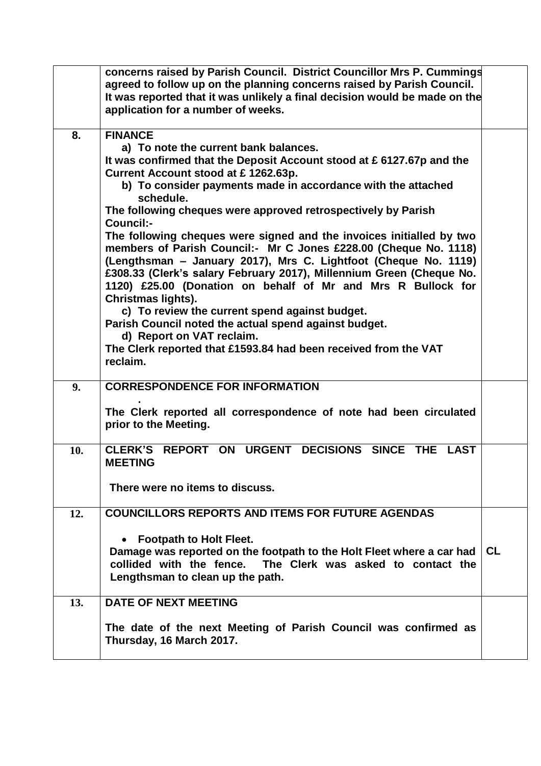| | | |
|---|---|---|
| | **concerns raised by Parish Council. District Councillor Mrs P. Cummings agreed to follow up on the planning concerns raised by Parish Council. It was reported that it was unlikely a final decision would be made on the application for a number of weeks.** | |
| **8.** | **FINANCE**<br>**a) To note the current bank balances.**<br>**It was confirmed that the Deposit Account stood at £ 6127.67p and the Current Account stood at £ 1262.63p.**<br>**b) To consider payments made in accordance with the attached schedule.**<br>**The following cheques were approved retrospectively by Parish Council:-**<br>**The following cheques were signed and the invoices initialled by two members of Parish Council:- Mr C Jones £228.00 (Cheque No. 1118) (Lengthsman – January 2017), Mrs C. Lightfoot (Cheque No. 1119) £308.33 (Clerk's salary February 2017), Millennium Green (Cheque No. 1120) £25.00 (Donation on behalf of Mr and Mrs R Bullock for Christmas lights).**<br>**c) To review the current spend against budget.**<br>**Parish Council noted the actual spend against budget.**<br>**d) Report on VAT reclaim.**<br>**The Clerk reported that £1593.84 had been received from the VAT reclaim.** | |
| **9.** | **CORRESPONDENCE FOR INFORMATION**<br>**.**<br>**The Clerk reported all correspondence of note had been circulated prior to the Meeting.** | |
| **10.** | **CLERK'S REPORT ON URGENT DECISIONS SINCE THE LAST MEETING**<br>**There were no items to discuss.** | |
| **12.** | **COUNCILLORS REPORTS AND ITEMS FOR FUTURE AGENDAS**<br>• **Footpath to Holt Fleet.**<br>**Damage was reported on the footpath to the Holt Fleet where a car had collided with the fence. The Clerk was asked to contact the Lengthsman to clean up the path.** | **CL** |
| **13.** | **DATE OF NEXT MEETING**<br>**The date of the next Meeting of Parish Council was confirmed as Thursday, 16 March 2017.** | |